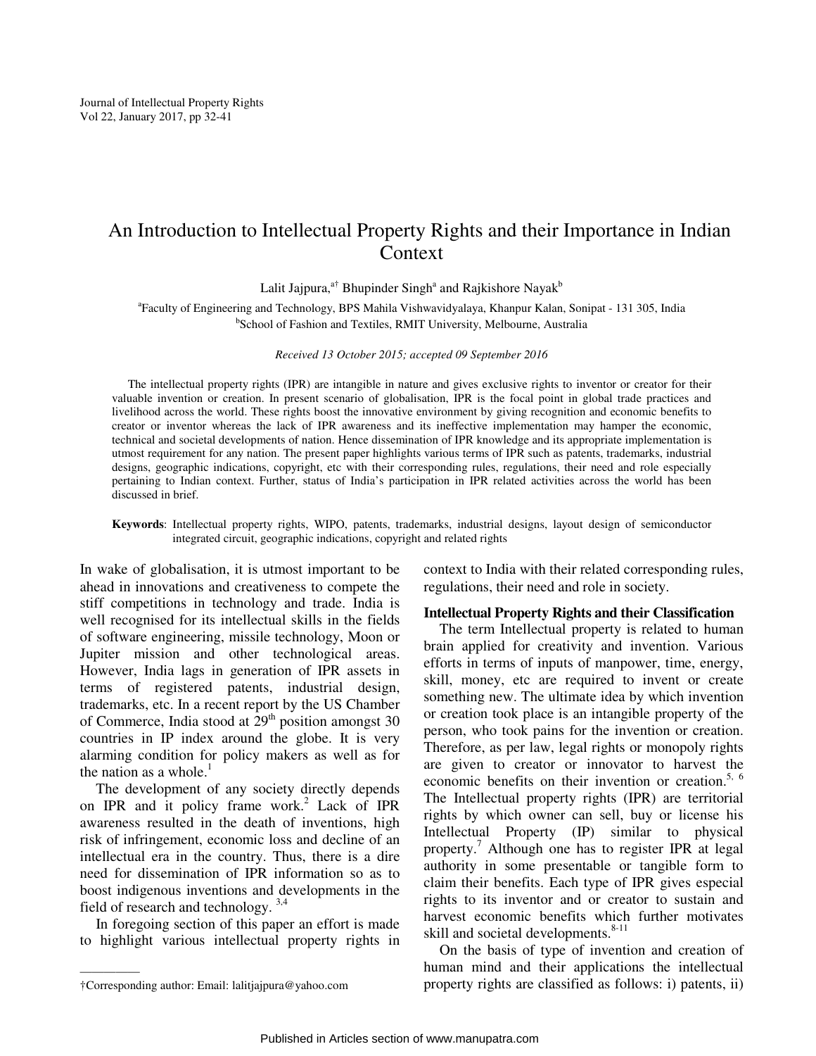# An Introduction to Intellectual Property Rights and their Importance in Indian Context

Lalit Jajpura,[a†] Bhupinder Singh[a] and Rajkishore Nayak[b]

[a]Faculty of Engineering and Technology, BPS Mahila Vishwavidyalaya, Khanpur Kalan, Sonipat - 131 305, India
[b]School of Fashion and Textiles, RMIT University, Melbourne, Australia

*Received 13 October 2015; accepted 09 September 2016*

The intellectual property rights (IPR) are intangible in nature and gives exclusive rights to inventor or creator for their valuable invention or creation. In present scenario of globalisation, IPR is the focal point in global trade practices and livelihood across the world. These rights boost the innovative environment by giving recognition and economic benefits to creator or inventor whereas the lack of IPR awareness and its ineffective implementation may hamper the economic, technical and societal developments of nation. Hence dissemination of IPR knowledge and its appropriate implementation is utmost requirement for any nation. The present paper highlights various terms of IPR such as patents, trademarks, industrial designs, geographic indications, copyright, etc with their corresponding rules, regulations, their need and role especially pertaining to Indian context. Further, status of India's participation in IPR related activities across the world has been discussed in brief.

**Keywords**: Intellectual property rights, WIPO, patents, trademarks, industrial designs, layout design of semiconductor integrated circuit, geographic indications, copyright and related rights

In wake of globalisation, it is utmost important to be ahead in innovations and creativeness to compete the stiff competitions in technology and trade. India is well recognised for its intellectual skills in the fields of software engineering, missile technology, Moon or Jupiter mission and other technological areas. However, India lags in generation of IPR assets in terms of registered patents, industrial design, trademarks, etc. In a recent report by the US Chamber of Commerce, India stood at 29th position amongst 30 countries in IP index around the globe. It is very alarming condition for policy makers as well as for the nation as a whole.[1]

The development of any society directly depends on IPR and it policy frame work.[2] Lack of IPR awareness resulted in the death of inventions, high risk of infringement, economic loss and decline of an intellectual era in the country. Thus, there is a dire need for dissemination of IPR information so as to boost indigenous inventions and developments in the field of research and technology.[3,4]

In foregoing section of this paper an effort is made to highlight various intellectual property rights in context to India with their related corresponding rules, regulations, their need and role in society.

## Intellectual Property Rights and their Classification

The term Intellectual property is related to human brain applied for creativity and invention. Various efforts in terms of inputs of manpower, time, energy, skill, money, etc are required to invent or create something new. The ultimate idea by which invention or creation took place is an intangible property of the person, who took pains for the invention or creation. Therefore, as per law, legal rights or monopoly rights are given to creator or innovator to harvest the economic benefits on their invention or creation.[5, 6] The Intellectual property rights (IPR) are territorial rights by which owner can sell, buy or license his Intellectual Property (IP) similar to physical property.[7] Although one has to register IPR at legal authority in some presentable or tangible form to claim their benefits. Each type of IPR gives especial rights to its inventor and or creator to sustain and harvest economic benefits which further motivates skill and societal developments.[8-11]

On the basis of type of invention and creation of human mind and their applications the intellectual property rights are classified as follows: i) patents, ii)

†Corresponding author: Email: lalitjajpura@yahoo.com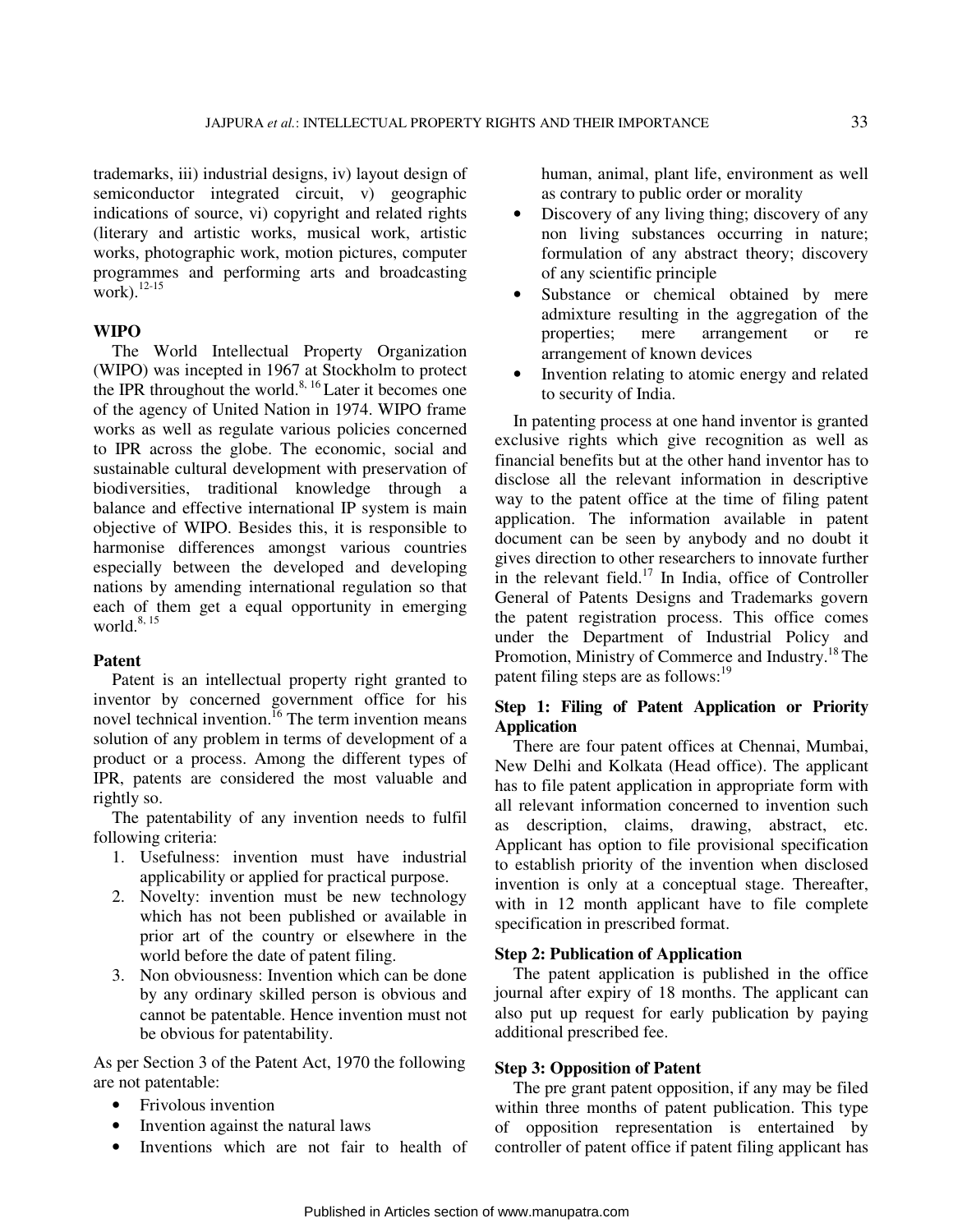trademarks, iii) industrial designs, iv) layout design of semiconductor integrated circuit, v) geographic indications of source, vi) copyright and related rights (literary and artistic works, musical work, artistic works, photographic work, motion pictures, computer programmes and performing arts and broadcasting work).[12-15]

**WIPO**

The World Intellectual Property Organization (WIPO) was incepted in 1967 at Stockholm to protect the IPR throughout the world.[8, 16] Later it becomes one of the agency of United Nation in 1974. WIPO frame works as well as regulate various policies concerned to IPR across the globe. The economic, social and sustainable cultural development with preservation of biodiversities, traditional knowledge through a balance and effective international IP system is main objective of WIPO. Besides this, it is responsible to harmonise differences amongst various countries especially between the developed and developing nations by amending international regulation so that each of them get a equal opportunity in emerging world.[8, 15]

**Patent**

Patent is an intellectual property right granted to inventor by concerned government office for his novel technical invention.[16] The term invention means solution of any problem in terms of development of a product or a process. Among the different types of IPR, patents are considered the most valuable and rightly so.

The patentability of any invention needs to fulfil following criteria:

1. Usefulness: invention must have industrial applicability or applied for practical purpose.
2. Novelty: invention must be new technology which has not been published or available in prior art of the country or elsewhere in the world before the date of patent filing.
3. Non obviousness: Invention which can be done by any ordinary skilled person is obvious and cannot be patentable. Hence invention must not be obvious for patentability.

As per Section 3 of the Patent Act, 1970 the following are not patentable:

- Frivolous invention
- Invention against the natural laws
- Inventions which are not fair to health of human, animal, plant life, environment as well as contrary to public order or morality
- Discovery of any living thing; discovery of any non living substances occurring in nature; formulation of any abstract theory; discovery of any scientific principle
- Substance or chemical obtained by mere admixture resulting in the aggregation of the properties; mere arrangement or re arrangement of known devices
- Invention relating to atomic energy and related to security of India.

In patenting process at one hand inventor is granted exclusive rights which give recognition as well as financial benefits but at the other hand inventor has to disclose all the relevant information in descriptive way to the patent office at the time of filing patent application. The information available in patent document can be seen by anybody and no doubt it gives direction to other researchers to innovate further in the relevant field.[17] In India, office of Controller General of Patents Designs and Trademarks govern the patent registration process. This office comes under the Department of Industrial Policy and Promotion, Ministry of Commerce and Industry.[18] The patent filing steps are as follows:[19]

**Step 1: Filing of Patent Application or Priority Application**

There are four patent offices at Chennai, Mumbai, New Delhi and Kolkata (Head office). The applicant has to file patent application in appropriate form with all relevant information concerned to invention such as description, claims, drawing, abstract, etc. Applicant has option to file provisional specification to establish priority of the invention when disclosed invention is only at a conceptual stage. Thereafter, with in 12 month applicant have to file complete specification in prescribed format.

**Step 2: Publication of Application**

The patent application is published in the office journal after expiry of 18 months. The applicant can also put up request for early publication by paying additional prescribed fee.

**Step 3: Opposition of Patent**

The pre grant patent opposition, if any may be filed within three months of patent publication. This type of opposition representation is entertained by controller of patent office if patent filing applicant has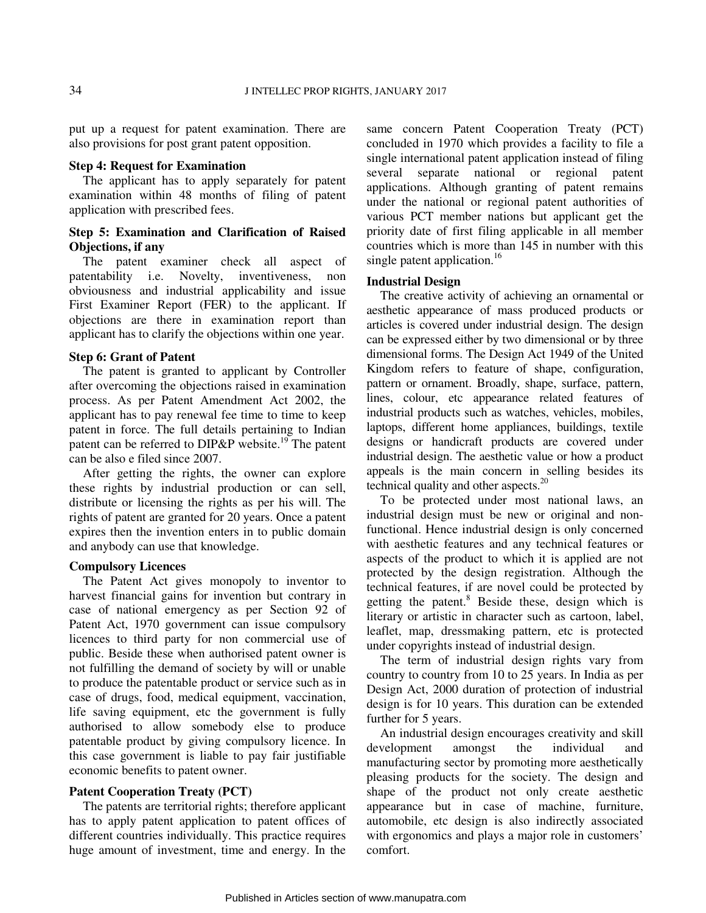put up a request for patent examination. There are also provisions for post grant patent opposition.

**Step 4: Request for Examination**

The applicant has to apply separately for patent examination within 48 months of filing of patent application with prescribed fees.

**Step 5: Examination and Clarification of Raised Objections, if any**

The patent examiner check all aspect of patentability i.e. Novelty, inventiveness, non obviousness and industrial applicability and issue First Examiner Report (FER) to the applicant. If objections are there in examination report than applicant has to clarify the objections within one year.

**Step 6: Grant of Patent**

The patent is granted to applicant by Controller after overcoming the objections raised in examination process. As per Patent Amendment Act 2002, the applicant has to pay renewal fee time to time to keep patent in force. The full details pertaining to Indian patent can be referred to DIP&P website.[19] The patent can be also e filed since 2007.

After getting the rights, the owner can explore these rights by industrial production or can sell, distribute or licensing the rights as per his will. The rights of patent are granted for 20 years. Once a patent expires then the invention enters in to public domain and anybody can use that knowledge.

**Compulsory Licences**

The Patent Act gives monopoly to inventor to harvest financial gains for invention but contrary in case of national emergency as per Section 92 of Patent Act, 1970 government can issue compulsory licences to third party for non commercial use of public. Beside these when authorised patent owner is not fulfilling the demand of society by will or unable to produce the patentable product or service such as in case of drugs, food, medical equipment, vaccination, life saving equipment, etc the government is fully authorised to allow somebody else to produce patentable product by giving compulsory licence. In this case government is liable to pay fair justifiable economic benefits to patent owner.

**Patent Cooperation Treaty (PCT)**

The patents are territorial rights; therefore applicant has to apply patent application to patent offices of different countries individually. This practice requires huge amount of investment, time and energy. In the same concern Patent Cooperation Treaty (PCT) concluded in 1970 which provides a facility to file a single international patent application instead of filing several separate national or regional patent applications. Although granting of patent remains under the national or regional patent authorities of various PCT member nations but applicant get the priority date of first filing applicable in all member countries which is more than 145 in number with this single patent application.[16]

**Industrial Design**

The creative activity of achieving an ornamental or aesthetic appearance of mass produced products or articles is covered under industrial design. The design can be expressed either by two dimensional or by three dimensional forms. The Design Act 1949 of the United Kingdom refers to feature of shape, configuration, pattern or ornament. Broadly, shape, surface, pattern, lines, colour, etc appearance related features of industrial products such as watches, vehicles, mobiles, laptops, different home appliances, buildings, textile designs or handicraft products are covered under industrial design. The aesthetic value or how a product appeals is the main concern in selling besides its technical quality and other aspects.[20]

To be protected under most national laws, an industrial design must be new or original and non-functional. Hence industrial design is only concerned with aesthetic features and any technical features or aspects of the product to which it is applied are not protected by the design registration. Although the technical features, if are novel could be protected by getting the patent.[8] Beside these, design which is literary or artistic in character such as cartoon, label, leaflet, map, dressmaking pattern, etc is protected under copyrights instead of industrial design.

The term of industrial design rights vary from country to country from 10 to 25 years. In India as per Design Act, 2000 duration of protection of industrial design is for 10 years. This duration can be extended further for 5 years.

An industrial design encourages creativity and skill development amongst the individual and manufacturing sector by promoting more aesthetically pleasing products for the society. The design and shape of the product not only create aesthetic appearance but in case of machine, furniture, automobile, etc design is also indirectly associated with ergonomics and plays a major role in customers' comfort.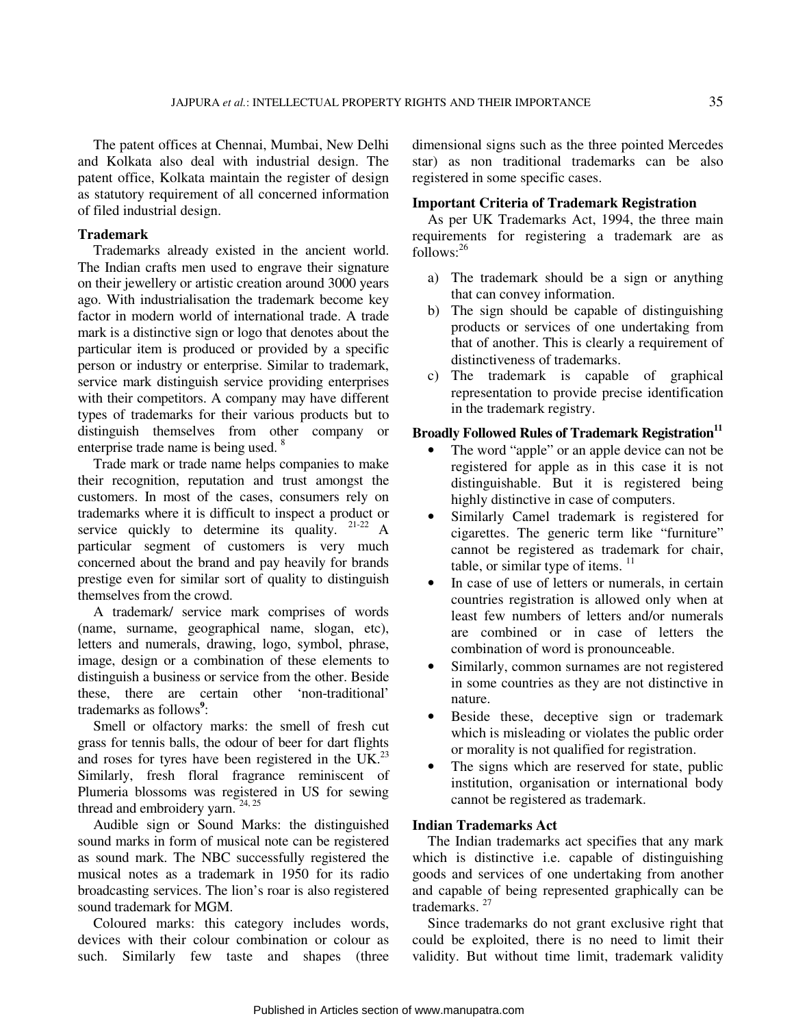The patent offices at Chennai, Mumbai, New Delhi and Kolkata also deal with industrial design. The patent office, Kolkata maintain the register of design as statutory requirement of all concerned information of filed industrial design.

### Trademark

Trademarks already existed in the ancient world. The Indian crafts men used to engrave their signature on their jewellery or artistic creation around 3000 years ago. With industrialisation the trademark become key factor in modern world of international trade. A trade mark is a distinctive sign or logo that denotes about the particular item is produced or provided by a specific person or industry or enterprise. Similar to trademark, service mark distinguish service providing enterprises with their competitors. A company may have different types of trademarks for their various products but to distinguish themselves from other company or enterprise trade name is being used. [8]

Trade mark or trade name helps companies to make their recognition, reputation and trust amongst the customers. In most of the cases, consumers rely on trademarks where it is difficult to inspect a product or service quickly to determine its quality. [21-22] A particular segment of customers is very much concerned about the brand and pay heavily for brands prestige even for similar sort of quality to distinguish themselves from the crowd.

A trademark/ service mark comprises of words (name, surname, geographical name, slogan, etc), letters and numerals, drawing, logo, symbol, phrase, image, design or a combination of these elements to distinguish a business or service from the other. Beside these, there are certain other 'non-traditional' trademarks as follows[9]:

Smell or olfactory marks: the smell of fresh cut grass for tennis balls, the odour of beer for dart flights and roses for tyres have been registered in the UK.[23] Similarly, fresh floral fragrance reminiscent of Plumeria blossoms was registered in US for sewing thread and embroidery yarn. [24, 25]

Audible sign or Sound Marks: the distinguished sound marks in form of musical note can be registered as sound mark. The NBC successfully registered the musical notes as a trademark in 1950 for its radio broadcasting services. The lion's roar is also registered sound trademark for MGM.

Coloured marks: this category includes words, devices with their colour combination or colour as such. Similarly few taste and shapes (three dimensional signs such as the three pointed Mercedes star) as non traditional trademarks can be also registered in some specific cases.

### Important Criteria of Trademark Registration

As per UK Trademarks Act, 1994, the three main requirements for registering a trademark are as follows:[26]

a) The trademark should be a sign or anything that can convey information.
b) The sign should be capable of distinguishing products or services of one undertaking from that of another. This is clearly a requirement of distinctiveness of trademarks.
c) The trademark is capable of graphical representation to provide precise identification in the trademark registry.

### Broadly Followed Rules of Trademark Registration[11]

- The word "apple" or an apple device can not be registered for apple as in this case it is not distinguishable. But it is registered being highly distinctive in case of computers.
- Similarly Camel trademark is registered for cigarettes. The generic term like "furniture" cannot be registered as trademark for chair, table, or similar type of items. [11]
- In case of use of letters or numerals, in certain countries registration is allowed only when at least few numbers of letters and/or numerals are combined or in case of letters the combination of word is pronounceable.
- Similarly, common surnames are not registered in some countries as they are not distinctive in nature.
- Beside these, deceptive sign or trademark which is misleading or violates the public order or morality is not qualified for registration.
- The signs which are reserved for state, public institution, organisation or international body cannot be registered as trademark.

### Indian Trademarks Act

The Indian trademarks act specifies that any mark which is distinctive i.e. capable of distinguishing goods and services of one undertaking from another and capable of being represented graphically can be trademarks. [27]

Since trademarks do not grant exclusive right that could be exploited, there is no need to limit their validity. But without time limit, trademark validity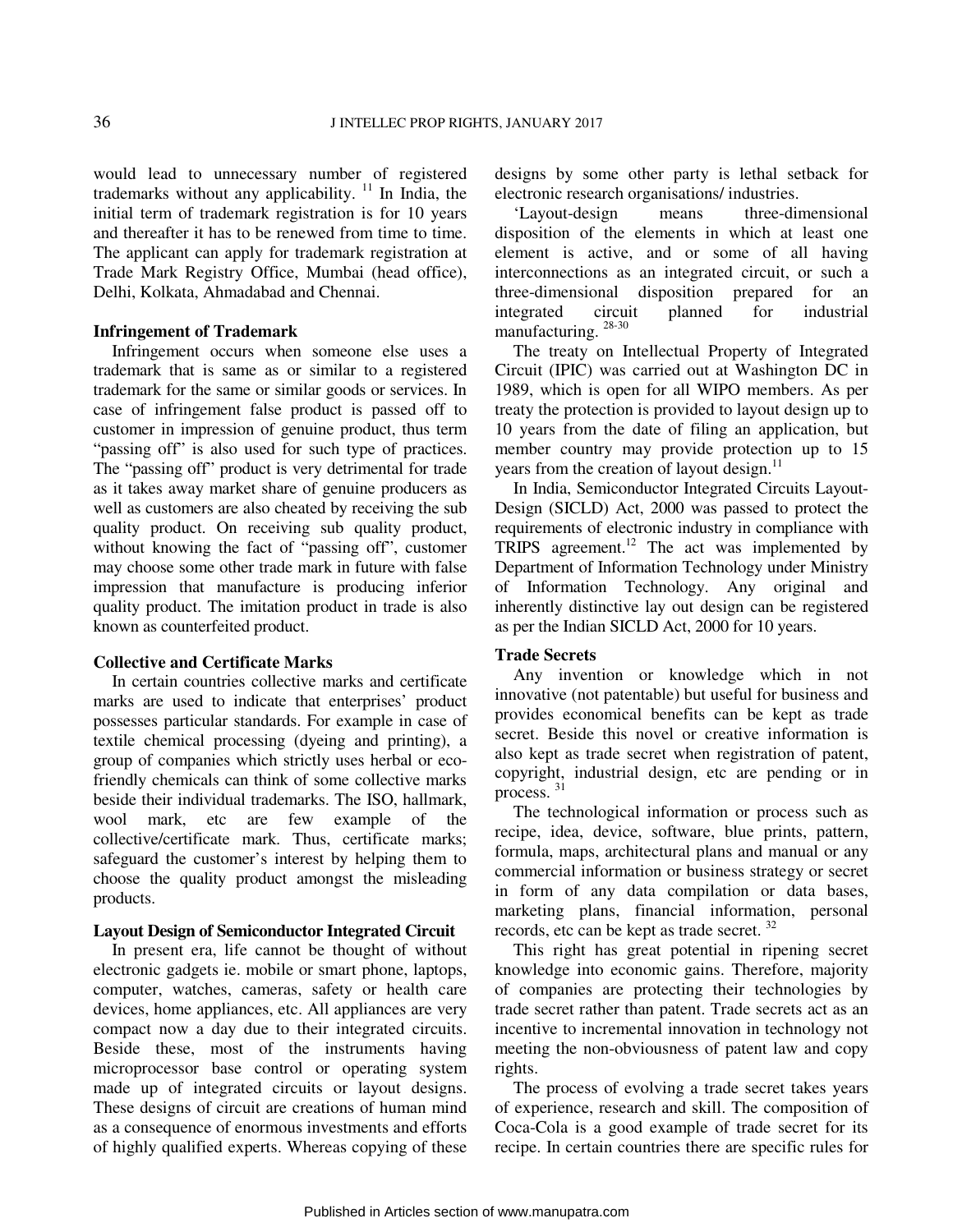would lead to unnecessary number of registered trademarks without any applicability. [11] In India, the initial term of trademark registration is for 10 years and thereafter it has to be renewed from time to time. The applicant can apply for trademark registration at Trade Mark Registry Office, Mumbai (head office), Delhi, Kolkata, Ahmadabad and Chennai.

**Infringement of Trademark**

Infringement occurs when someone else uses a trademark that is same as or similar to a registered trademark for the same or similar goods or services. In case of infringement false product is passed off to customer in impression of genuine product, thus term "passing off" is also used for such type of practices. The "passing off" product is very detrimental for trade as it takes away market share of genuine producers as well as customers are also cheated by receiving the sub quality product. On receiving sub quality product, without knowing the fact of "passing off", customer may choose some other trade mark in future with false impression that manufacture is producing inferior quality product. The imitation product in trade is also known as counterfeited product.

**Collective and Certificate Marks**

In certain countries collective marks and certificate marks are used to indicate that enterprises' product possesses particular standards. For example in case of textile chemical processing (dyeing and printing), a group of companies which strictly uses herbal or eco-friendly chemicals can think of some collective marks beside their individual trademarks. The ISO, hallmark, wool mark, etc are few example of the collective/certificate mark. Thus, certificate marks; safeguard the customer's interest by helping them to choose the quality product amongst the misleading products.

**Layout Design of Semiconductor Integrated Circuit**

In present era, life cannot be thought of without electronic gadgets ie. mobile or smart phone, laptops, computer, watches, cameras, safety or health care devices, home appliances, etc. All appliances are very compact now a day due to their integrated circuits. Beside these, most of the instruments having microprocessor base control or operating system made up of integrated circuits or layout designs. These designs of circuit are creations of human mind as a consequence of enormous investments and efforts of highly qualified experts. Whereas copying of these designs by some other party is lethal setback for electronic research organisations/ industries.

'Layout-design means three-dimensional disposition of the elements in which at least one element is active, and or some of all having interconnections as an integrated circuit, or such a three-dimensional disposition prepared for an integrated circuit planned for industrial manufacturing. [28-30]

The treaty on Intellectual Property of Integrated Circuit (IPIC) was carried out at Washington DC in 1989, which is open for all WIPO members. As per treaty the protection is provided to layout design up to 10 years from the date of filing an application, but member country may provide protection up to 15 years from the creation of layout design.[11]

In India, Semiconductor Integrated Circuits Layout-Design (SICLD) Act, 2000 was passed to protect the requirements of electronic industry in compliance with TRIPS agreement.[12] The act was implemented by Department of Information Technology under Ministry of Information Technology. Any original and inherently distinctive lay out design can be registered as per the Indian SICLD Act, 2000 for 10 years.

**Trade Secrets**

Any invention or knowledge which in not innovative (not patentable) but useful for business and provides economical benefits can be kept as trade secret. Beside this novel or creative information is also kept as trade secret when registration of patent, copyright, industrial design, etc are pending or in process. [31]

The technological information or process such as recipe, idea, device, software, blue prints, pattern, formula, maps, architectural plans and manual or any commercial information or business strategy or secret in form of any data compilation or data bases, marketing plans, financial information, personal records, etc can be kept as trade secret. [32]

This right has great potential in ripening secret knowledge into economic gains. Therefore, majority of companies are protecting their technologies by trade secret rather than patent. Trade secrets act as an incentive to incremental innovation in technology not meeting the non-obviousness of patent law and copy rights.

The process of evolving a trade secret takes years of experience, research and skill. The composition of Coca-Cola is a good example of trade secret for its recipe. In certain countries there are specific rules for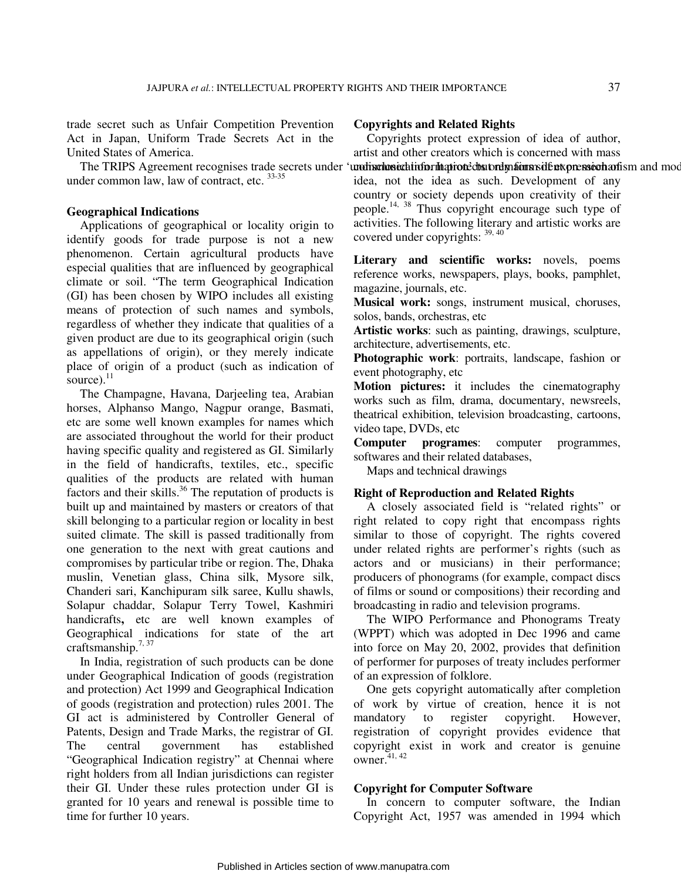trade secret such as Unfair Competition Prevention Act in Japan, Uniform Trade Secrets Act in the United States of America.

The TRIPS Agreement recognises trade secrets under 'undisclosed information' but only forms of protection mechanism and mod under common law, law of contract, etc. [33-35]

### Geographical Indications

Applications of geographical or locality origin to identify goods for trade purpose is not a new phenomenon. Certain agricultural products have especial qualities that are influenced by geographical climate or soil. "The term Geographical Indication (GI) has been chosen by WIPO includes all existing means of protection of such names and symbols, regardless of whether they indicate that qualities of a given product are due to its geographical origin (such as appellations of origin), or they merely indicate place of origin of a product (such as indication of source).[11]

The Champagne, Havana, Darjeeling tea, Arabian horses, Alphanso Mango, Nagpur orange, Basmati, etc are some well known examples for names which are associated throughout the world for their product having specific quality and registered as GI. Similarly in the field of handicrafts, textiles, etc., specific qualities of the products are related with human factors and their skills.[36] The reputation of products is built up and maintained by masters or creators of that skill belonging to a particular region or locality in best suited climate. The skill is passed traditionally from one generation to the next with great cautions and compromises by particular tribe or region. The, Dhaka muslin, Venetian glass, China silk, Mysore silk, Chanderi sari, Kanchipuram silk saree, Kullu shawls, Solapur chaddar, Solapur Terry Towel, Kashmiri handicrafts**,** etc are well known examples of Geographical indications for state of the art craftsmanship.[7, 37]

In India, registration of such products can be done under Geographical Indication of goods (registration and protection) Act 1999 and Geographical Indication of goods (registration and protection) rules 2001. The GI act is administered by Controller General of Patents, Design and Trade Marks, the registrar of GI. The central government has established "Geographical Indication registry" at Chennai where right holders from all Indian jurisdictions can register their GI. Under these rules protection under GI is granted for 10 years and renewal is possible time to time for further 10 years.

### Copyrights and Related Rights

Copyrights protect expression of idea of author, artist and other creators which is concerned with mass communication. It protects only forms of expression of idea, not the idea as such. Development of any country or society depends upon creativity of their people.[14, 38] Thus copyright encourage such type of activities. The following literary and artistic works are covered under copyrights: [39, 40]

**Literary and scientific works:** novels, poems reference works, newspapers, plays, books, pamphlet, magazine, journals, etc.

**Musical work:** songs, instrument musical, choruses, solos, bands, orchestras, etc

**Artistic works**: such as painting, drawings, sculpture, architecture, advertisements, etc.

**Photographic work**: portraits, landscape, fashion or event photography, etc

**Motion pictures:** it includes the cinematography works such as film, drama, documentary, newsreels, theatrical exhibition, television broadcasting, cartoons, video tape, DVDs, etc

**Computer programes**: computer programmes, softwares and their related databases,

Maps and technical drawings

### Right of Reproduction and Related Rights

A closely associated field is "related rights" or right related to copy right that encompass rights similar to those of copyright. The rights covered under related rights are performer's rights (such as actors and or musicians) in their performance; producers of phonograms (for example, compact discs of films or sound or compositions) their recording and broadcasting in radio and television programs.

The WIPO Performance and Phonograms Treaty (WPPT) which was adopted in Dec 1996 and came into force on May 20, 2002, provides that definition of performer for purposes of treaty includes performer of an expression of folklore.

One gets copyright automatically after completion of work by virtue of creation, hence it is not mandatory to register copyright. However, registration of copyright provides evidence that copyright exist in work and creator is genuine owner.[41, 42]

### Copyright for Computer Software

In concern to computer software, the Indian Copyright Act, 1957 was amended in 1994 which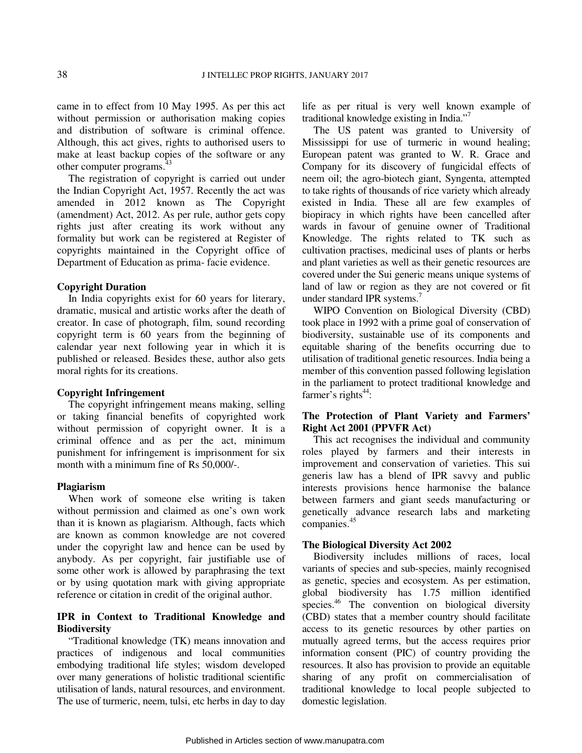came in to effect from 10 May 1995. As per this act without permission or authorisation making copies and distribution of software is criminal offence. Although, this act gives, rights to authorised users to make at least backup copies of the software or any other computer programs.[43]

The registration of copyright is carried out under the Indian Copyright Act, 1957. Recently the act was amended in 2012 known as The Copyright (amendment) Act, 2012. As per rule, author gets copy rights just after creating its work without any formality but work can be registered at Register of copyrights maintained in the Copyright office of Department of Education as prima- facie evidence.

### Copyright Duration

In India copyrights exist for 60 years for literary, dramatic, musical and artistic works after the death of creator. In case of photograph, film, sound recording copyright term is 60 years from the beginning of calendar year next following year in which it is published or released. Besides these, author also gets moral rights for its creations.

### Copyright Infringement

The copyright infringement means making, selling or taking financial benefits of copyrighted work without permission of copyright owner. It is a criminal offence and as per the act, minimum punishment for infringement is imprisonment for six month with a minimum fine of Rs 50,000/-.

### Plagiarism

When work of someone else writing is taken without permission and claimed as one's own work than it is known as plagiarism. Although, facts which are known as common knowledge are not covered under the copyright law and hence can be used by anybody. As per copyright, fair justifiable use of some other work is allowed by paraphrasing the text or by using quotation mark with giving appropriate reference or citation in credit of the original author.

### IPR in Context to Traditional Knowledge and Biodiversity

"Traditional knowledge (TK) means innovation and practices of indigenous and local communities embodying traditional life styles; wisdom developed over many generations of holistic traditional scientific utilisation of lands, natural resources, and environment. The use of turmeric, neem, tulsi, etc herbs in day to day life as per ritual is very well known example of traditional knowledge existing in India."[7]

The US patent was granted to University of Mississippi for use of turmeric in wound healing; European patent was granted to W. R. Grace and Company for its discovery of fungicidal effects of neem oil; the agro-biotech giant, Syngenta, attempted to take rights of thousands of rice variety which already existed in India. These all are few examples of biopiracy in which rights have been cancelled after wards in favour of genuine owner of Traditional Knowledge. The rights related to TK such as cultivation practises, medicinal uses of plants or herbs and plant varieties as well as their genetic resources are covered under the Sui generic means unique systems of land of law or region as they are not covered or fit under standard IPR systems.[7]

WIPO Convention on Biological Diversity (CBD) took place in 1992 with a prime goal of conservation of biodiversity, sustainable use of its components and equitable sharing of the benefits occurring due to utilisation of traditional genetic resources. India being a member of this convention passed following legislation in the parliament to protect traditional knowledge and farmer's rights[44]:

### The Protection of Plant Variety and Farmers' Right Act 2001 (PPVFR Act)

This act recognises the individual and community roles played by farmers and their interests in improvement and conservation of varieties. This sui generis law has a blend of IPR savvy and public interests provisions hence harmonise the balance between farmers and giant seeds manufacturing or genetically advance research labs and marketing companies.[45]

### The Biological Diversity Act 2002

Biodiversity includes millions of races, local variants of species and sub-species, mainly recognised as genetic, species and ecosystem. As per estimation, global biodiversity has 1.75 million identified species.[46] The convention on biological diversity (CBD) states that a member country should facilitate access to its genetic resources by other parties on mutually agreed terms, but the access requires prior information consent (PIC) of country providing the resources. It also has provision to provide an equitable sharing of any profit on commercialisation of traditional knowledge to local people subjected to domestic legislation.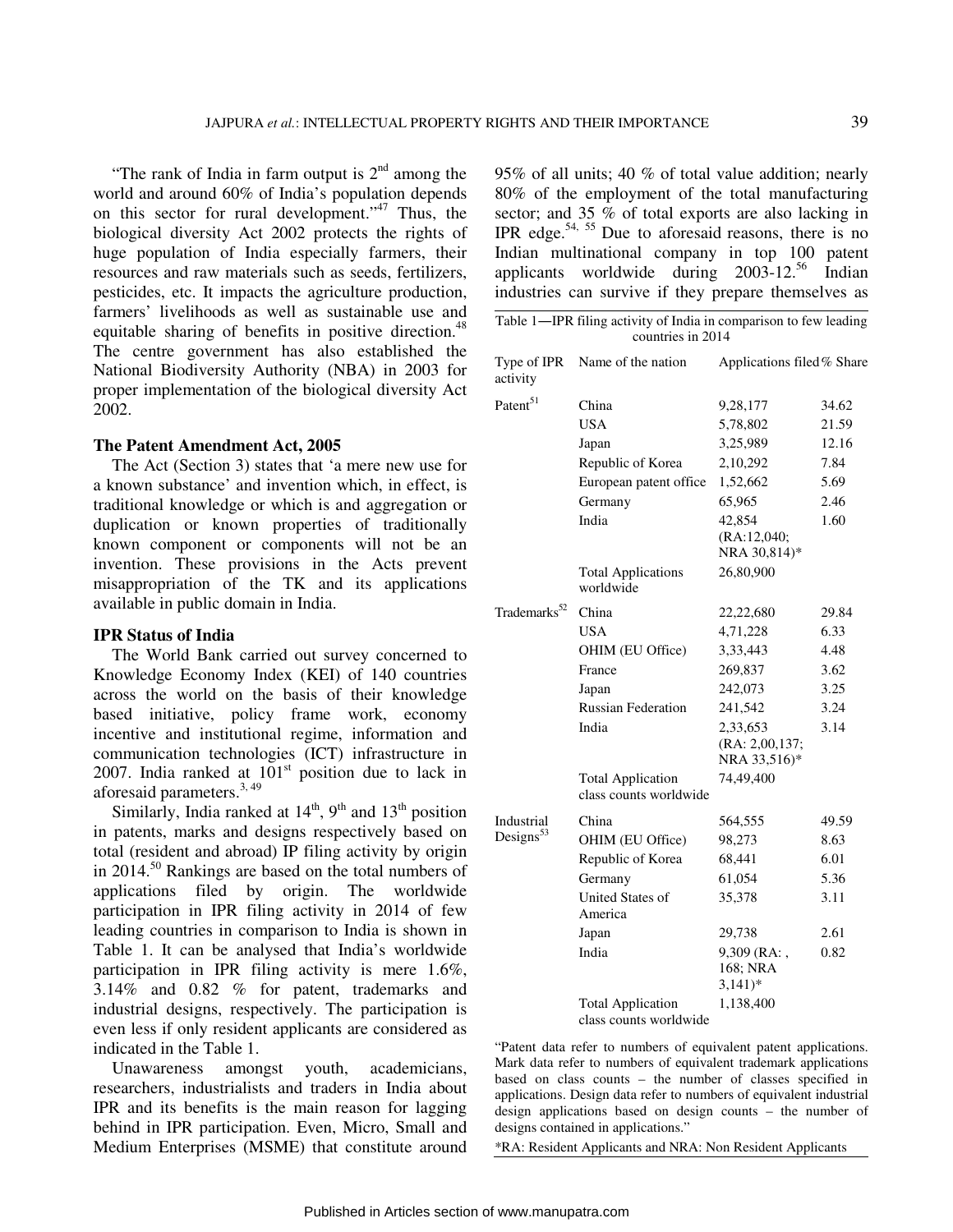"The rank of India in farm output is 2nd among the world and around 60% of India's population depends on this sector for rural development."[47] Thus, the biological diversity Act 2002 protects the rights of huge population of India especially farmers, their resources and raw materials such as seeds, fertilizers, pesticides, etc. It impacts the agriculture production, farmers' livelihoods as well as sustainable use and equitable sharing of benefits in positive direction.[48] The centre government has also established the National Biodiversity Authority (NBA) in 2003 for proper implementation of the biological diversity Act 2002.

### The Patent Amendment Act, 2005

The Act (Section 3) states that 'a mere new use for a known substance' and invention which, in effect, is traditional knowledge or which is and aggregation or duplication or known properties of traditionally known component or components will not be an invention. These provisions in the Acts prevent misappropriation of the TK and its applications available in public domain in India.

### IPR Status of India

The World Bank carried out survey concerned to Knowledge Economy Index (KEI) of 140 countries across the world on the basis of their knowledge based initiative, policy frame work, economy incentive and institutional regime, information and communication technologies (ICT) infrastructure in 2007. India ranked at 101st position due to lack in aforesaid parameters.[3, 49]

Similarly, India ranked at 14th, 9th and 13th position in patents, marks and designs respectively based on total (resident and abroad) IP filing activity by origin in 2014.[50] Rankings are based on the total numbers of applications filed by origin. The worldwide participation in IPR filing activity in 2014 of few leading countries in comparison to India is shown in Table 1. It can be analysed that India's worldwide participation in IPR filing activity is mere 1.6%, 3.14% and 0.82 % for patent, trademarks and industrial designs, respectively. The participation is even less if only resident applicants are considered as indicated in the Table 1.

Unawareness amongst youth, academicians, researchers, industrialists and traders in India about IPR and its benefits is the main reason for lagging behind in IPR participation. Even, Micro, Small and Medium Enterprises (MSME) that constitute around 95% of all units; 40 % of total value addition; nearly 80% of the employment of the total manufacturing sector; and 35 % of total exports are also lacking in IPR edge.[54, 55] Due to aforesaid reasons, there is no Indian multinational company in top 100 patent applicants worldwide during 2003-12.[56] Indian industries can survive if they prepare themselves as

Table 1—IPR filing activity of India in comparison to few leading countries in 2014

| Type of IPR activity | Name of the nation | Applications filed | % Share |
|---|---|---|---|
| Patent[51] | China | 9,28,177 | 34.62 |
| | USA | 5,78,802 | 21.59 |
| | Japan | 3,25,989 | 12.16 |
| | Republic of Korea | 2,10,292 | 7.84 |
| | European patent office | 1,52,662 | 5.69 |
| | Germany | 65,965 | 2.46 |
| | India | 42,854 (RA:12,040; NRA 30,814)* | 1.60 |
| | Total Applications worldwide | 26,80,900 | |
| Trademarks[52] | China | 22,22,680 | 29.84 |
| | USA | 4,71,228 | 6.33 |
| | OHIM (EU Office) | 3,33,443 | 4.48 |
| | France | 269,837 | 3.62 |
| | Japan | 242,073 | 3.25 |
| | Russian Federation | 241,542 | 3.24 |
| | India | 2,33,653 (RA: 2,00,137; NRA 33,516)* | 3.14 |
| | Total Application class counts worldwide | 74,49,400 | |
| Industrial Designs[53] | China | 564,555 | 49.59 |
| | OHIM (EU Office) | 98,273 | 8.63 |
| | Republic of Korea | 68,441 | 6.01 |
| | Germany | 61,054 | 5.36 |
| | United States of America | 35,378 | 3.11 |
| | Japan | 29,738 | 2.61 |
| | India | 9,309 (RA: , 168; NRA 3,141)* | 0.82 |
| | Total Application class counts worldwide | 1,138,400 | |

"Patent data refer to numbers of equivalent patent applications. Mark data refer to numbers of equivalent trademark applications based on class counts – the number of classes specified in applications. Design data refer to numbers of equivalent industrial design applications based on design counts – the number of designs contained in applications."

*RA: Resident Applicants and NRA: Non Resident Applicants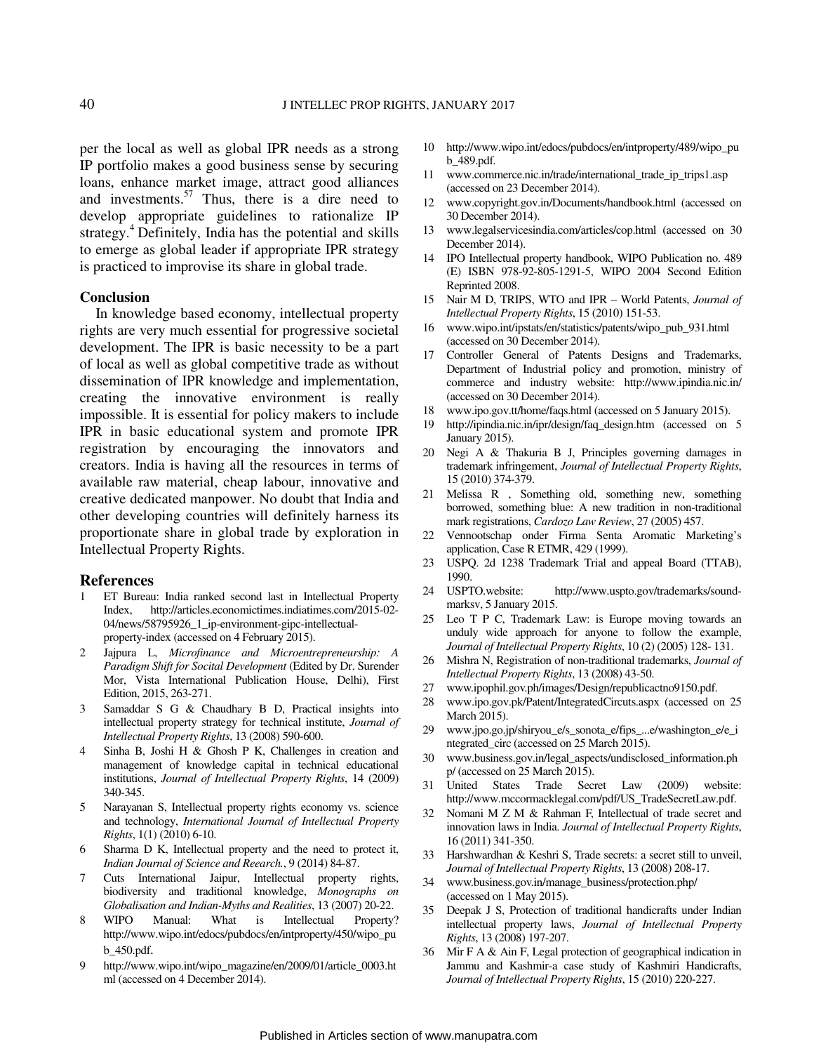per the local as well as global IPR needs as a strong IP portfolio makes a good business sense by securing loans, enhance market image, attract good alliances and investments.[57] Thus, there is a dire need to develop appropriate guidelines to rationalize IP strategy.[4] Definitely, India has the potential and skills to emerge as global leader if appropriate IPR strategy is practiced to improvise its share in global trade.

### Conclusion

In knowledge based economy, intellectual property rights are very much essential for progressive societal development. The IPR is basic necessity to be a part of local as well as global competitive trade as without dissemination of IPR knowledge and implementation, creating the innovative environment is really impossible. It is essential for policy makers to include IPR in basic educational system and promote IPR registration by encouraging the innovators and creators. India is having all the resources in terms of available raw material, cheap labour, innovative and creative dedicated manpower. No doubt that India and other developing countries will definitely harness its proportionate share in global trade by exploration in Intellectual Property Rights.

## References

1. ET Bureau: India ranked second last in Intellectual Property Index, http://articles.economictimes.indiatimes.com/2015-02-04/news/58795926_1_ip-environment-gipc-intellectual-property-index (accessed on 4 February 2015).
2. Jajpura L, *Microfinance and Microentrepreneurship: A Paradigm Shift for Socital Development* (Edited by Dr. Surender Mor, Vista International Publication House, Delhi), First Edition, 2015, 263-271.
3. Samaddar S G & Chaudhary B D, Practical insights into intellectual property strategy for technical institute, *Journal of Intellectual Property Rights*, 13 (2008) 590-600.
4. Sinha B, Joshi H & Ghosh P K, Challenges in creation and management of knowledge capital in technical educational institutions, *Journal of Intellectual Property Rights*, 14 (2009) 340-345.
5. Narayanan S, Intellectual property rights economy vs. science and technology, *International Journal of Intellectual Property Rights*, 1(1) (2010) 6-10.
6. Sharma D K, Intellectual property and the need to protect it, *Indian Journal of Science and Reearch.*, 9 (2014) 84-87.
7. Cuts International Jaipur, Intellectual property rights, biodiversity and traditional knowledge, *Monographs on Globalisation and Indian-Myths and Realities*, 13 (2007) 20-22.
8. WIPO Manual: What is Intellectual Property? http://www.wipo.int/edocs/pubdocs/en/intproperty/450/wipo_pub_450.pdf.
9. http://www.wipo.int/wipo_magazine/en/2009/01/article_0003.html (accessed on 4 December 2014).
10. http://www.wipo.int/edocs/pubdocs/en/intproperty/489/wipo_pub_489.pdf.
11. www.commerce.nic.in/trade/international_trade_ip_trips1.asp (accessed on 23 December 2014).
12. www.copyright.gov.in/Documents/handbook.html (accessed on 30 December 2014).
13. www.legalservicesindia.com/articles/cop.html (accessed on 30 December 2014).
14. IPO Intellectual property handbook, WIPO Publication no. 489 (E) ISBN 978-92-805-1291-5, WIPO 2004 Second Edition Reprinted 2008.
15. Nair M D, TRIPS, WTO and IPR – World Patents, *Journal of Intellectual Property Rights*, 15 (2010) 151-53.
16. www.wipo.int/ipstats/en/statistics/patents/wipo_pub_931.html (accessed on 30 December 2014).
17. Controller General of Patents Designs and Trademarks, Department of Industrial policy and promotion, ministry of commerce and industry website: http://www.ipindia.nic.in/ (accessed on 30 December 2014).
18. www.ipo.gov.tt/home/faqs.html (accessed on 5 January 2015).
19. http://ipindia.nic.in/ipr/design/faq_design.htm (accessed on 5 January 2015).
20. Negi A & Thakuria B J, Principles governing damages in trademark infringement, *Journal of Intellectual Property Rights*, 15 (2010) 374-379.
21. Melissa R , Something old, something new, something borrowed, something blue: A new tradition in non-traditional mark registrations, *Cardozo Law Review*, 27 (2005) 457.
22. Vennootschap onder Firma Senta Aromatic Marketing's application, Case R ETMR, 429 (1999).
23. USPQ. 2d 1238 Trademark Trial and appeal Board (TTAB), 1990.
24. USPTO.website: http://www.uspto.gov/trademarks/sound-marksv, 5 January 2015.
25. Leo T P C, Trademark Law: is Europe moving towards an unduly wide approach for anyone to follow the example, *Journal of Intellectual Property Rights*, 10 (2) (2005) 128- 131.
26. Mishra N, Registration of non-traditional trademarks, *Journal of Intellectual Property Rights*, 13 (2008) 43-50.
27. www.ipophil.gov.ph/images/Design/republicactno9150.pdf.
28. www.ipo.gov.pk/Patent/IntegratedCircuts.aspx (accessed on 25 March 2015).
29. www.jpo.go.jp/shiryou_e/s_sonota_e/fips_...e/washington_e/e_integrated_circ (accessed on 25 March 2015).
30. www.business.gov.in/legal_aspects/undisclosed_information.php/ (accessed on 25 March 2015).
31. United States Trade Secret Law (2009) website: http://www.mccormacklegal.com/pdf/US_TradeSecretLaw.pdf.
32. Nomani M Z M & Rahman F, Intellectual of trade secret and innovation laws in India. *Journal of Intellectual Property Rights*, 16 (2011) 341-350.
33. Harshwardhan & Keshri S, Trade secrets: a secret still to unveil, *Journal of Intellectual Property Rights*, 13 (2008) 208-17.
34. www.business.gov.in/manage_business/protection.php/ (accessed on 1 May 2015).
35. Deepak J S, Protection of traditional handicrafts under Indian intellectual property laws, *Journal of Intellectual Property Rights*, 13 (2008) 197-207.
36. Mir F A & Ain F, Legal protection of geographical indication in Jammu and Kashmir-a case study of Kashmiri Handicrafts, *Journal of Intellectual Property Rights*, 15 (2010) 220-227.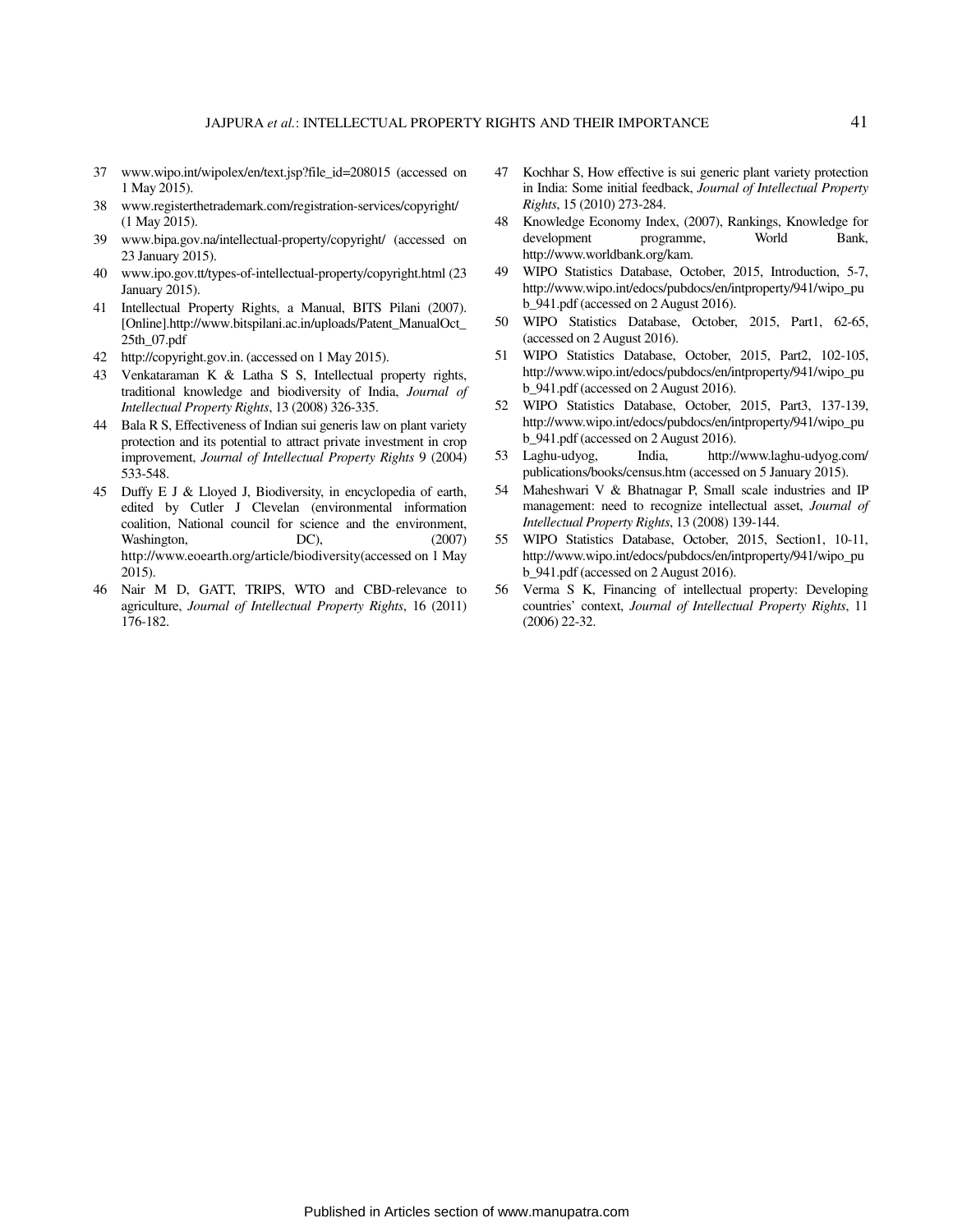37 www.wipo.int/wipolex/en/text.jsp?file_id=208015 (accessed on 1 May 2015).

38 www.registerthetrademark.com/registration-services/copyright/ (1 May 2015).

39 www.bipa.gov.na/intellectual-property/copyright/ (accessed on 23 January 2015).

40 www.ipo.gov.tt/types-of-intellectual-property/copyright.html (23 January 2015).

41 Intellectual Property Rights, a Manual, BITS Pilani (2007). [Online].http://www.bitspilani.ac.in/uploads/Patent_ManualOct_25th_07.pdf

42 http://copyright.gov.in. (accessed on 1 May 2015).

43 Venkataraman K & Latha S S, Intellectual property rights, traditional knowledge and biodiversity of India, *Journal of Intellectual Property Rights*, 13 (2008) 326-335.

44 Bala R S, Effectiveness of Indian sui generis law on plant variety protection and its potential to attract private investment in crop improvement, *Journal of Intellectual Property Rights* 9 (2004) 533-548.

45 Duffy E J & Lloyed J, Biodiversity, in encyclopedia of earth, edited by Cutler J Clevelan (environmental information coalition, National council for science and the environment, Washington, DC), (2007) http://www.eoearth.org/article/biodiversity(accessed on 1 May 2015).

46 Nair M D, GATT, TRIPS, WTO and CBD-relevance to agriculture, *Journal of Intellectual Property Rights*, 16 (2011) 176-182.

47 Kochhar S, How effective is sui generic plant variety protection in India: Some initial feedback, *Journal of Intellectual Property Rights*, 15 (2010) 273-284.

48 Knowledge Economy Index, (2007), Rankings, Knowledge for development programme, World Bank, http://www.worldbank.org/kam.

49 WIPO Statistics Database, October, 2015, Introduction, 5-7, http://www.wipo.int/edocs/pubdocs/en/intproperty/941/wipo_pub_941.pdf (accessed on 2 August 2016).

50 WIPO Statistics Database, October, 2015, Part1, 62-65, (accessed on 2 August 2016).

51 WIPO Statistics Database, October, 2015, Part2, 102-105, http://www.wipo.int/edocs/pubdocs/en/intproperty/941/wipo_pub_941.pdf (accessed on 2 August 2016).

52 WIPO Statistics Database, October, 2015, Part3, 137-139, http://www.wipo.int/edocs/pubdocs/en/intproperty/941/wipo_pub_941.pdf (accessed on 2 August 2016).

53 Laghu-udyog, India, http://www.laghu-udyog.com/publications/books/census.htm (accessed on 5 January 2015).

54 Maheshwari V & Bhatnagar P, Small scale industries and IP management: need to recognize intellectual asset, *Journal of Intellectual Property Rights*, 13 (2008) 139-144.

55 WIPO Statistics Database, October, 2015, Section1, 10-11, http://www.wipo.int/edocs/pubdocs/en/intproperty/941/wipo_pub_941.pdf (accessed on 2 August 2016).

56 Verma S K, Financing of intellectual property: Developing countries' context, *Journal of Intellectual Property Rights*, 11 (2006) 22-32.